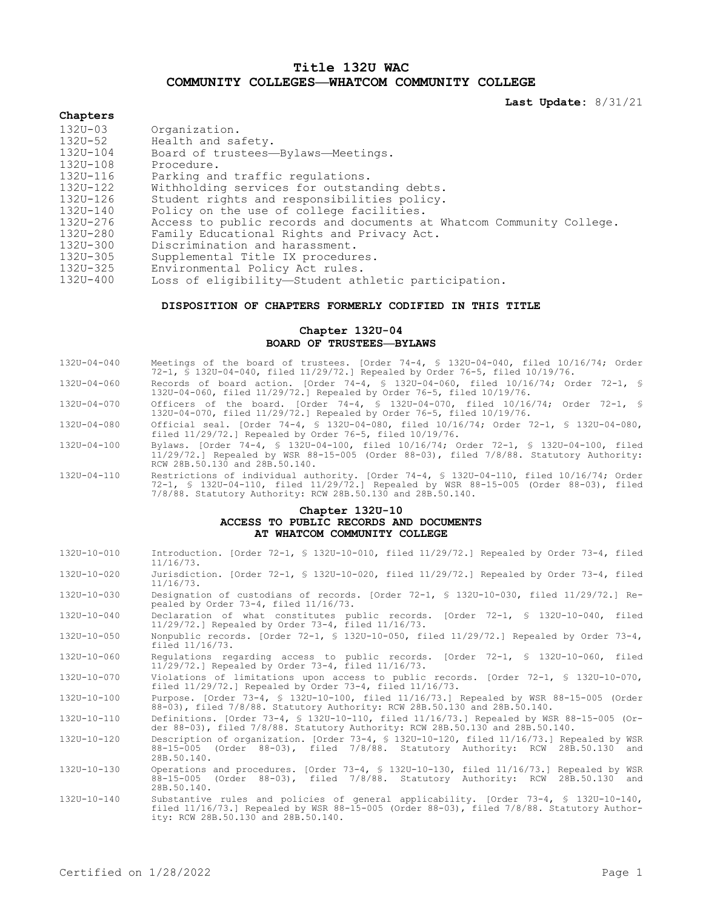# Title 132U WAC
# COMMUNITY COLLEGES—WHATCOM COMMUNITY COLLEGE

**Last Update:** 8/31/21

## Chapters

| | |
|---|---|
| 132U-03 | Organization. |
| 132U-52 | Health and safety. |
| 132U-104 | Board of trustees—Bylaws—Meetings. |
| 132U-108 | Procedure. |
| 132U-116 | Parking and traffic regulations. |
| 132U-122 | Withholding services for outstanding debts. |
| 132U-126 | Student rights and responsibilities policy. |
| 132U-140 | Policy on the use of college facilities. |
| 132U-276 | Access to public records and documents at Whatcom Community College. |
| 132U-280 | Family Educational Rights and Privacy Act. |
| 132U-300 | Discrimination and harassment. |
| 132U-305 | Supplemental Title IX procedures. |
| 132U-325 | Environmental Policy Act rules. |
| 132U-400 | Loss of eligibility—Student athletic participation. |

### DISPOSITION OF CHAPTERS FORMERLY CODIFIED IN THIS TITLE

### Chapter 132U-04
### BOARD OF TRUSTEES—BYLAWS

| | |
|---|---|
| 132U-04-040 | Meetings of the board of trustees. [Order 74-4, § 132U-04-040, filed 10/16/74; Order 72-1, § 132U-04-040, filed 11/29/72.] Repealed by Order 76-5, filed 10/19/76. |
| 132U-04-060 | Records of board action. [Order 74-4, § 132U-04-060, filed 10/16/74; Order 72-1, § 132U-04-060, filed 11/29/72.] Repealed by Order 76-5, filed 10/19/76. |
| 132U-04-070 | Officers of the board. [Order 74-4, § 132U-04-070, filed 10/16/74; Order 72-1, § 132U-04-070, filed 11/29/72.] Repealed by Order 76-5, filed 10/19/76. |
| 132U-04-080 | Official seal. [Order 74-4, § 132U-04-080, filed 10/16/74; Order 72-1, § 132U-04-080, filed 11/29/72.] Repealed by Order 76-5, filed 10/19/76. |
| 132U-04-100 | Bylaws. [Order 74-4, § 132U-04-100, filed 10/16/74; Order 72-1, § 132U-04-100, filed 11/29/72.] Repealed by WSR 88-15-005 (Order 88-03), filed 7/8/88. Statutory Authority: RCW 28B.50.130 and 28B.50.140. |
| 132U-04-110 | Restrictions of individual authority. [Order 74-4, § 132U-04-110, filed 10/16/74; Order 72-1, § 132U-04-110, filed 11/29/72.] Repealed by WSR 88-15-005 (Order 88-03), filed 7/8/88. Statutory Authority: RCW 28B.50.130 and 28B.50.140. |

### Chapter 132U-10
### ACCESS TO PUBLIC RECORDS AND DOCUMENTS AT WHATCOM COMMUNITY COLLEGE

| | |
|---|---|
| 132U-10-010 | Introduction. [Order 72-1, § 132U-10-010, filed 11/29/72.] Repealed by Order 73-4, filed 11/16/73. |
| 132U-10-020 | Jurisdiction. [Order 72-1, § 132U-10-020, filed 11/29/72.] Repealed by Order 73-4, filed 11/16/73. |
| 132U-10-030 | Designation of custodians of records. [Order 72-1, § 132U-10-030, filed 11/29/72.] Repealed by Order 73-4, filed 11/16/73. |
| 132U-10-040 | Declaration of what constitutes public records. [Order 72-1, § 132U-10-040, filed 11/29/72.] Repealed by Order 73-4, filed 11/16/73. |
| 132U-10-050 | Nonpublic records. [Order 72-1, § 132U-10-050, filed 11/29/72.] Repealed by Order 73-4, filed 11/16/73. |
| 132U-10-060 | Regulations regarding access to public records. [Order 72-1, § 132U-10-060, filed 11/29/72.] Repealed by Order 73-4, filed 11/16/73. |
| 132U-10-070 | Violations of limitations upon access to public records. [Order 72-1, § 132U-10-070, filed 11/29/72.] Repealed by Order 73-4, filed 11/16/73. |
| 132U-10-100 | Purpose. [Order 73-4, § 132U-10-100, filed 11/16/73.] Repealed by WSR 88-15-005 (Order 88-03), filed 7/8/88. Statutory Authority: RCW 28B.50.130 and 28B.50.140. |
| 132U-10-110 | Definitions. [Order 73-4, § 132U-10-110, filed 11/16/73.] Repealed by WSR 88-15-005 (Order 88-03), filed 7/8/88. Statutory Authority: RCW 28B.50.130 and 28B.50.140. |
| 132U-10-120 | Description of organization. [Order 73-4, § 132U-10-120, filed 11/16/73.] Repealed by WSR 88-15-005 (Order 88-03), filed 7/8/88. Statutory Authority: RCW 28B.50.130 and 28B.50.140. |
| 132U-10-130 | Operations and procedures. [Order 73-4, § 132U-10-130, filed 11/16/73.] Repealed by WSR 88-15-005 (Order 88-03), filed 7/8/88. Statutory Authority: RCW 28B.50.130 and 28B.50.140. |
| 132U-10-140 | Substantive rules and policies of general applicability. [Order 73-4, § 132U-10-140, filed 11/16/73.] Repealed by WSR 88-15-005 (Order 88-03), filed 7/8/88. Statutory Authority: RCW 28B.50.130 and 28B.50.140. |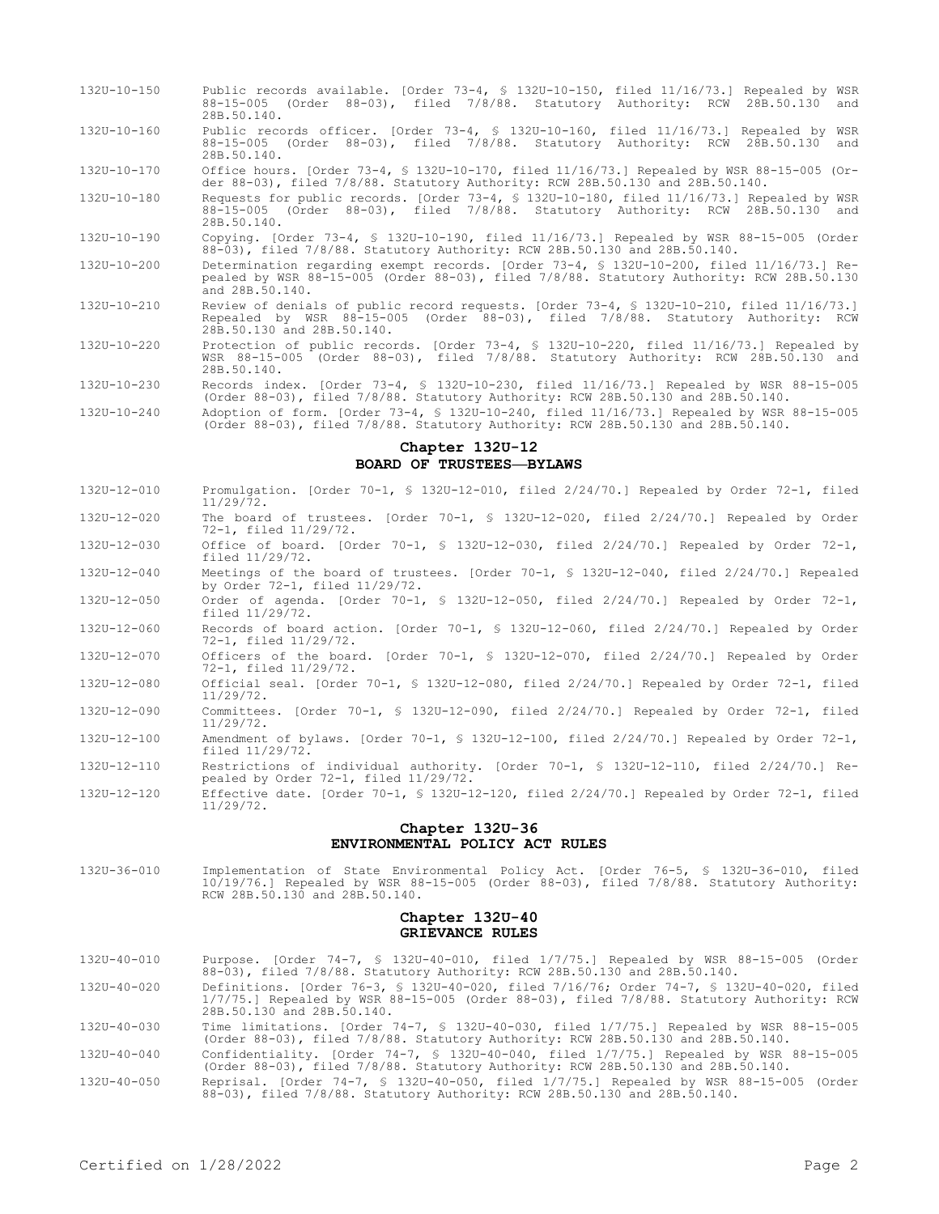| | |
|---|---|
| 132U-10-150 | Public records available. [Order 73-4, § 132U-10-150, filed 11/16/73.] Repealed by WSR 88-15-005 (Order 88-03), filed 7/8/88. Statutory Authority: RCW 28B.50.130 and 28B.50.140. |
| 132U-10-160 | Public records officer. [Order 73-4, § 132U-10-160, filed 11/16/73.] Repealed by WSR 88-15-005 (Order 88-03), filed 7/8/88. Statutory Authority: RCW 28B.50.130 and 28B.50.140. |
| 132U-10-170 | Office hours. [Order 73-4, § 132U-10-170, filed 11/16/73.] Repealed by WSR 88-15-005 (Order 88-03), filed 7/8/88. Statutory Authority: RCW 28B.50.130 and 28B.50.140. |
| 132U-10-180 | Requests for public records. [Order 73-4, § 132U-10-180, filed 11/16/73.] Repealed by WSR 88-15-005 (Order 88-03), filed 7/8/88. Statutory Authority: RCW 28B.50.130 and 28B.50.140. |
| 132U-10-190 | Copying. [Order 73-4, § 132U-10-190, filed 11/16/73.] Repealed by WSR 88-15-005 (Order 88-03), filed 7/8/88. Statutory Authority: RCW 28B.50.130 and 28B.50.140. |
| 132U-10-200 | Determination regarding exempt records. [Order 73-4, § 132U-10-200, filed 11/16/73.] Repealed by WSR 88-15-005 (Order 88-03), filed 7/8/88. Statutory Authority: RCW 28B.50.130 and 28B.50.140. |
| 132U-10-210 | Review of denials of public record requests. [Order 73-4, § 132U-10-210, filed 11/16/73.] Repealed by WSR 88-15-005 (Order 88-03), filed 7/8/88. Statutory Authority: RCW 28B.50.130 and 28B.50.140. |
| 132U-10-220 | Protection of public records. [Order 73-4, § 132U-10-220, filed 11/16/73.] Repealed by WSR 88-15-005 (Order 88-03), filed 7/8/88. Statutory Authority: RCW 28B.50.130 and 28B.50.140. |
| 132U-10-230 | Records index. [Order 73-4, § 132U-10-230, filed 11/16/73.] Repealed by WSR 88-15-005 (Order 88-03), filed 7/8/88. Statutory Authority: RCW 28B.50.130 and 28B.50.140. |
| 132U-10-240 | Adoption of form. [Order 73-4, § 132U-10-240, filed 11/16/73.] Repealed by WSR 88-15-005 (Order 88-03), filed 7/8/88. Statutory Authority: RCW 28B.50.130 and 28B.50.140. |

## Chapter 132U-12
## BOARD OF TRUSTEES—BYLAWS

| | |
|---|---|
| 132U-12-010 | Promulgation. [Order 70-1, § 132U-12-010, filed 2/24/70.] Repealed by Order 72-1, filed 11/29/72. |
| 132U-12-020 | The board of trustees. [Order 70-1, § 132U-12-020, filed 2/24/70.] Repealed by Order 72-1, filed 11/29/72. |
| 132U-12-030 | Office of board. [Order 70-1, § 132U-12-030, filed 2/24/70.] Repealed by Order 72-1, filed 11/29/72. |
| 132U-12-040 | Meetings of the board of trustees. [Order 70-1, § 132U-12-040, filed 2/24/70.] Repealed by Order 72-1, filed 11/29/72. |
| 132U-12-050 | Order of agenda. [Order 70-1, § 132U-12-050, filed 2/24/70.] Repealed by Order 72-1, filed 11/29/72. |
| 132U-12-060 | Records of board action. [Order 70-1, § 132U-12-060, filed 2/24/70.] Repealed by Order 72-1, filed 11/29/72. |
| 132U-12-070 | Officers of the board. [Order 70-1, § 132U-12-070, filed 2/24/70.] Repealed by Order 72-1, filed 11/29/72. |
| 132U-12-080 | Official seal. [Order 70-1, § 132U-12-080, filed 2/24/70.] Repealed by Order 72-1, filed 11/29/72. |
| 132U-12-090 | Committees. [Order 70-1, § 132U-12-090, filed 2/24/70.] Repealed by Order 72-1, filed 11/29/72. |
| 132U-12-100 | Amendment of bylaws. [Order 70-1, § 132U-12-100, filed 2/24/70.] Repealed by Order 72-1, filed 11/29/72. |
| 132U-12-110 | Restrictions of individual authority. [Order 70-1, § 132U-12-110, filed 2/24/70.] Repealed by Order 72-1, filed 11/29/72. |
| 132U-12-120 | Effective date. [Order 70-1, § 132U-12-120, filed 2/24/70.] Repealed by Order 72-1, filed 11/29/72. |

## Chapter 132U-36
## ENVIRONMENTAL POLICY ACT RULES

| | |
|---|---|
| 132U-36-010 | Implementation of State Environmental Policy Act. [Order 76-5, § 132U-36-010, filed 10/19/76.] Repealed by WSR 88-15-005 (Order 88-03), filed 7/8/88. Statutory Authority: RCW 28B.50.130 and 28B.50.140. |

## Chapter 132U-40
## GRIEVANCE RULES

| | |
|---|---|
| 132U-40-010 | Purpose. [Order 74-7, § 132U-40-010, filed 1/7/75.] Repealed by WSR 88-15-005 (Order 88-03), filed 7/8/88. Statutory Authority: RCW 28B.50.130 and 28B.50.140. |
| 132U-40-020 | Definitions. [Order 76-3, § 132U-40-020, filed 7/16/76; Order 74-7, § 132U-40-020, filed 1/7/75.] Repealed by WSR 88-15-005 (Order 88-03), filed 7/8/88. Statutory Authority: RCW 28B.50.130 and 28B.50.140. |
| 132U-40-030 | Time limitations. [Order 74-7, § 132U-40-030, filed 1/7/75.] Repealed by WSR 88-15-005 (Order 88-03), filed 7/8/88. Statutory Authority: RCW 28B.50.130 and 28B.50.140. |
| 132U-40-040 | Confidentiality. [Order 74-7, § 132U-40-040, filed 1/7/75.] Repealed by WSR 88-15-005 (Order 88-03), filed 7/8/88. Statutory Authority: RCW 28B.50.130 and 28B.50.140. |
| 132U-40-050 | Reprisal. [Order 74-7, § 132U-40-050, filed 1/7/75.] Repealed by WSR 88-15-005 (Order 88-03), filed 7/8/88. Statutory Authority: RCW 28B.50.130 and 28B.50.140. |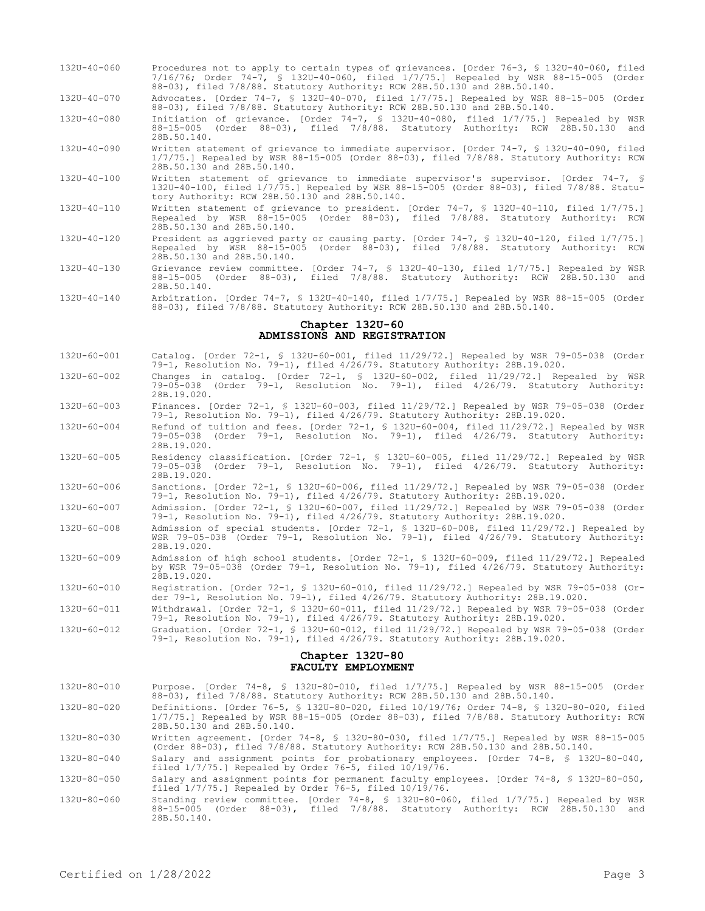132U-40-060 Procedures not to apply to certain types of grievances. [Order 76-3, § 132U-40-060, filed 7/16/76; Order 74-7, § 132U-40-060, filed 1/7/75.] Repealed by WSR 88-15-005 (Order 88-03), filed 7/8/88. Statutory Authority: RCW 28B.50.130 and 28B.50.140.

132U-40-070 Advocates. [Order 74-7, § 132U-40-070, filed 1/7/75.] Repealed by WSR 88-15-005 (Order 88-03), filed 7/8/88. Statutory Authority: RCW 28B.50.130 and 28B.50.140.

132U-40-080 Initiation of grievance. [Order 74-7, § 132U-40-080, filed 1/7/75.] Repealed by WSR 88-15-005 (Order 88-03), filed 7/8/88. Statutory Authority: RCW 28B.50.130 and 28B.50.140.

132U-40-090 Written statement of grievance to immediate supervisor. [Order 74-7, § 132U-40-090, filed 1/7/75.] Repealed by WSR 88-15-005 (Order 88-03), filed 7/8/88. Statutory Authority: RCW 28B.50.130 and 28B.50.140.

132U-40-100 Written statement of grievance to immediate supervisor's supervisor. [Order 74-7, § 132U-40-100, filed 1/7/75.] Repealed by WSR 88-15-005 (Order 88-03), filed 7/8/88. Statutory Authority: RCW 28B.50.130 and 28B.50.140.

132U-40-110 Written statement of grievance to president. [Order 74-7, § 132U-40-110, filed 1/7/75.] Repealed by WSR 88-15-005 (Order 88-03), filed 7/8/88. Statutory Authority: RCW 28B.50.130 and 28B.50.140.

132U-40-120 President as aggrieved party or causing party. [Order 74-7, § 132U-40-120, filed 1/7/75.] Repealed by WSR 88-15-005 (Order 88-03), filed 7/8/88. Statutory Authority: RCW 28B.50.130 and 28B.50.140.

132U-40-130 Grievance review committee. [Order 74-7, § 132U-40-130, filed 1/7/75.] Repealed by WSR 88-15-005 (Order 88-03), filed 7/8/88. Statutory Authority: RCW 28B.50.130 and 28B.50.140.

132U-40-140 Arbitration. [Order 74-7, § 132U-40-140, filed 1/7/75.] Repealed by WSR 88-15-005 (Order 88-03), filed 7/8/88. Statutory Authority: RCW 28B.50.130 and 28B.50.140.

## Chapter 132U-60
## ADMISSIONS AND REGISTRATION

132U-60-001 Catalog. [Order 72-1, § 132U-60-001, filed 11/29/72.] Repealed by WSR 79-05-038 (Order 79-1, Resolution No. 79-1), filed 4/26/79. Statutory Authority: 28B.19.020.

132U-60-002 Changes in catalog. [Order 72-1, § 132U-60-002, filed 11/29/72.] Repealed by WSR 79-05-038 (Order 79-1, Resolution No. 79-1), filed 4/26/79. Statutory Authority: 28B.19.020.

132U-60-003 Finances. [Order 72-1, § 132U-60-003, filed 11/29/72.] Repealed by WSR 79-05-038 (Order 79-1, Resolution No. 79-1), filed 4/26/79. Statutory Authority: 28B.19.020.

132U-60-004 Refund of tuition and fees. [Order 72-1, § 132U-60-004, filed 11/29/72.] Repealed by WSR 79-05-038 (Order 79-1, Resolution No. 79-1), filed 4/26/79. Statutory Authority: 28B.19.020.

132U-60-005 Residency classification. [Order 72-1, § 132U-60-005, filed 11/29/72.] Repealed by WSR 79-05-038 (Order 79-1, Resolution No. 79-1), filed 4/26/79. Statutory Authority: 28B.19.020.

132U-60-006 Sanctions. [Order 72-1, § 132U-60-006, filed 11/29/72.] Repealed by WSR 79-05-038 (Order 79-1, Resolution No. 79-1), filed 4/26/79. Statutory Authority: 28B.19.020.

132U-60-007 Admission. [Order 72-1, § 132U-60-007, filed 11/29/72.] Repealed by WSR 79-05-038 (Order 79-1, Resolution No. 79-1), filed 4/26/79. Statutory Authority: 28B.19.020.

132U-60-008 Admission of special students. [Order 72-1, § 132U-60-008, filed 11/29/72.] Repealed by WSR 79-05-038 (Order 79-1, Resolution No. 79-1), filed 4/26/79. Statutory Authority: 28B.19.020.

132U-60-009 Admission of high school students. [Order 72-1, § 132U-60-009, filed 11/29/72.] Repealed by WSR 79-05-038 (Order 79-1, Resolution No. 79-1), filed 4/26/79. Statutory Authority: 28B.19.020.

132U-60-010 Registration. [Order 72-1, § 132U-60-010, filed 11/29/72.] Repealed by WSR 79-05-038 (Order 79-1, Resolution No. 79-1), filed 4/26/79. Statutory Authority: 28B.19.020.

132U-60-011 Withdrawal. [Order 72-1, § 132U-60-011, filed 11/29/72.] Repealed by WSR 79-05-038 (Order 79-1, Resolution No. 79-1), filed 4/26/79. Statutory Authority: 28B.19.020.

132U-60-012 Graduation. [Order 72-1, § 132U-60-012, filed 11/29/72.] Repealed by WSR 79-05-038 (Order 79-1, Resolution No. 79-1), filed 4/26/79. Statutory Authority: 28B.19.020.

## Chapter 132U-80
## FACULTY EMPLOYMENT

132U-80-010 Purpose. [Order 74-8, § 132U-80-010, filed 1/7/75.] Repealed by WSR 88-15-005 (Order 88-03), filed 7/8/88. Statutory Authority: RCW 28B.50.130 and 28B.50.140.

132U-80-020 Definitions. [Order 76-5, § 132U-80-020, filed 10/19/76; Order 74-8, § 132U-80-020, filed 1/7/75.] Repealed by WSR 88-15-005 (Order 88-03), filed 7/8/88. Statutory Authority: RCW 28B.50.130 and 28B.50.140.

132U-80-030 Written agreement. [Order 74-8, § 132U-80-030, filed 1/7/75.] Repealed by WSR 88-15-005 (Order 88-03), filed 7/8/88. Statutory Authority: RCW 28B.50.130 and 28B.50.140.

132U-80-040 Salary and assignment points for probationary employees. [Order 74-8, § 132U-80-040, filed 1/7/75.] Repealed by Order 76-5, filed 10/19/76.

132U-80-050 Salary and assignment points for permanent faculty employees. [Order 74-8, § 132U-80-050, filed 1/7/75.] Repealed by Order 76-5, filed 10/19/76.

132U-80-060 Standing review committee. [Order 74-8, § 132U-80-060, filed 1/7/75.] Repealed by WSR 88-15-005 (Order 88-03), filed 7/8/88. Statutory Authority: RCW 28B.50.130 and 28B.50.140.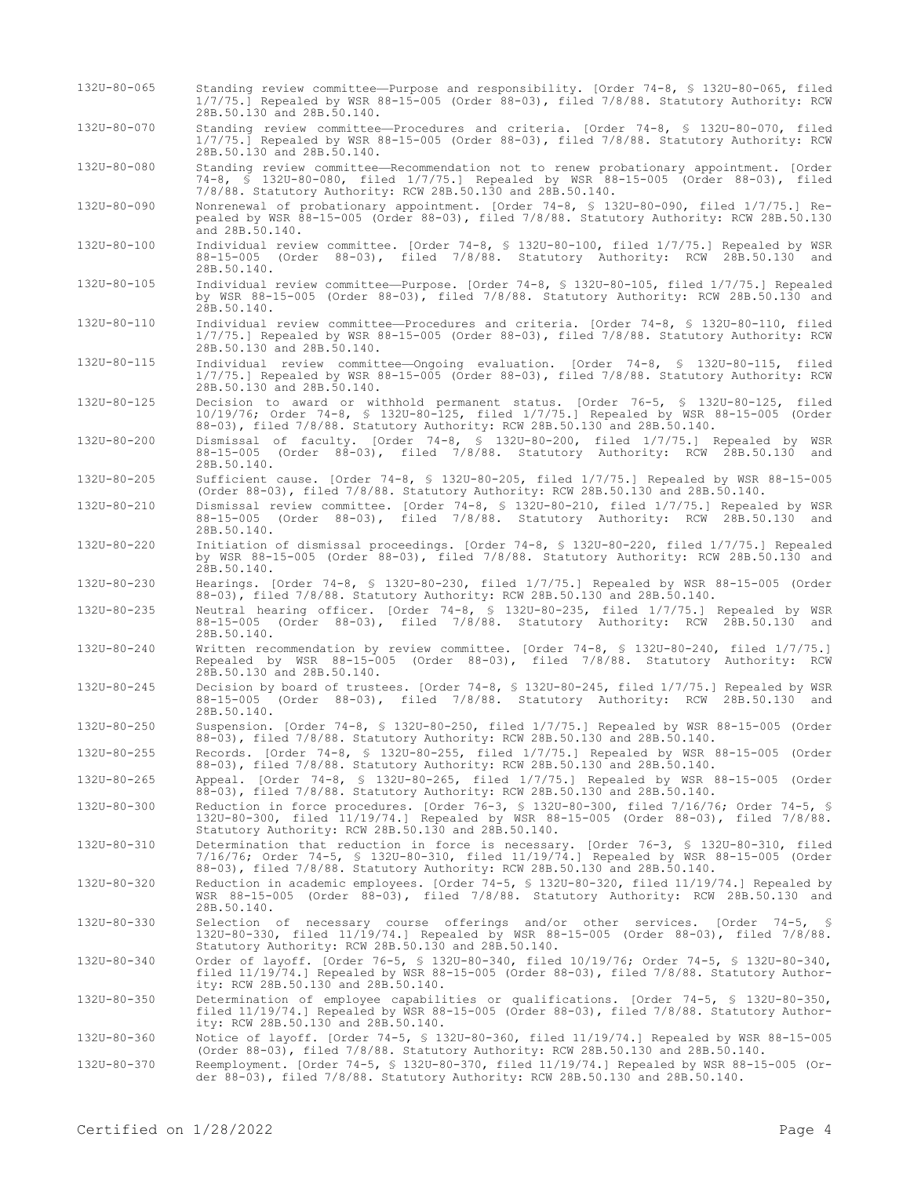| | |
|---|---|
| 132U-80-065 | Standing review committee—Purpose and responsibility. [Order 74-8, § 132U-80-065, filed 1/7/75.] Repealed by WSR 88-15-005 (Order 88-03), filed 7/8/88. Statutory Authority: RCW 28B.50.130 and 28B.50.140. |
| 132U-80-070 | Standing review committee—Procedures and criteria. [Order 74-8, § 132U-80-070, filed 1/7/75.] Repealed by WSR 88-15-005 (Order 88-03), filed 7/8/88. Statutory Authority: RCW 28B.50.130 and 28B.50.140. |
| 132U-80-080 | Standing review committee—Recommendation not to renew probationary appointment. [Order 74-8, § 132U-80-080, filed 1/7/75.] Repealed by WSR 88-15-005 (Order 88-03), filed 7/8/88. Statutory Authority: RCW 28B.50.130 and 28B.50.140. |
| 132U-80-090 | Nonrenewal of probationary appointment. [Order 74-8, § 132U-80-090, filed 1/7/75.] Repealed by WSR 88-15-005 (Order 88-03), filed 7/8/88. Statutory Authority: RCW 28B.50.130 and 28B.50.140. |
| 132U-80-100 | Individual review committee. [Order 74-8, § 132U-80-100, filed 1/7/75.] Repealed by WSR 88-15-005 (Order 88-03), filed 7/8/88. Statutory Authority: RCW 28B.50.130 and 28B.50.140. |
| 132U-80-105 | Individual review committee—Purpose. [Order 74-8, § 132U-80-105, filed 1/7/75.] Repealed by WSR 88-15-005 (Order 88-03), filed 7/8/88. Statutory Authority: RCW 28B.50.130 and 28B.50.140. |
| 132U-80-110 | Individual review committee—Procedures and criteria. [Order 74-8, § 132U-80-110, filed 1/7/75.] Repealed by WSR 88-15-005 (Order 88-03), filed 7/8/88. Statutory Authority: RCW 28B.50.130 and 28B.50.140. |
| 132U-80-115 | Individual review committee—Ongoing evaluation. [Order 74-8, § 132U-80-115, filed 1/7/75.] Repealed by WSR 88-15-005 (Order 88-03), filed 7/8/88. Statutory Authority: RCW 28B.50.130 and 28B.50.140. |
| 132U-80-125 | Decision to award or withhold permanent status. [Order 76-5, § 132U-80-125, filed 10/19/76; Order 74-8, § 132U-80-125, filed 1/7/75.] Repealed by WSR 88-15-005 (Order 88-03), filed 7/8/88. Statutory Authority: RCW 28B.50.130 and 28B.50.140. |
| 132U-80-200 | Dismissal of faculty. [Order 74-8, § 132U-80-200, filed 1/7/75.] Repealed by WSR 88-15-005 (Order 88-03), filed 7/8/88. Statutory Authority: RCW 28B.50.130 and 28B.50.140. |
| 132U-80-205 | Sufficient cause. [Order 74-8, § 132U-80-205, filed 1/7/75.] Repealed by WSR 88-15-005 (Order 88-03), filed 7/8/88. Statutory Authority: RCW 28B.50.130 and 28B.50.140. |
| 132U-80-210 | Dismissal review committee. [Order 74-8, § 132U-80-210, filed 1/7/75.] Repealed by WSR 88-15-005 (Order 88-03), filed 7/8/88. Statutory Authority: RCW 28B.50.130 and 28B.50.140. |
| 132U-80-220 | Initiation of dismissal proceedings. [Order 74-8, § 132U-80-220, filed 1/7/75.] Repealed by WSR 88-15-005 (Order 88-03), filed 7/8/88. Statutory Authority: RCW 28B.50.130 and 28B.50.140. |
| 132U-80-230 | Hearings. [Order 74-8, § 132U-80-230, filed 1/7/75.] Repealed by WSR 88-15-005 (Order 88-03), filed 7/8/88. Statutory Authority: RCW 28B.50.130 and 28B.50.140. |
| 132U-80-235 | Neutral hearing officer. [Order 74-8, § 132U-80-235, filed 1/7/75.] Repealed by WSR 88-15-005 (Order 88-03), filed 7/8/88. Statutory Authority: RCW 28B.50.130 and 28B.50.140. |
| 132U-80-240 | Written recommendation by review committee. [Order 74-8, § 132U-80-240, filed 1/7/75.] Repealed by WSR 88-15-005 (Order 88-03), filed 7/8/88. Statutory Authority: RCW 28B.50.130 and 28B.50.140. |
| 132U-80-245 | Decision by board of trustees. [Order 74-8, § 132U-80-245, filed 1/7/75.] Repealed by WSR 88-15-005 (Order 88-03), filed 7/8/88. Statutory Authority: RCW 28B.50.130 and 28B.50.140. |
| 132U-80-250 | Suspension. [Order 74-8, § 132U-80-250, filed 1/7/75.] Repealed by WSR 88-15-005 (Order 88-03), filed 7/8/88. Statutory Authority: RCW 28B.50.130 and 28B.50.140. |
| 132U-80-255 | Records. [Order 74-8, § 132U-80-255, filed 1/7/75.] Repealed by WSR 88-15-005 (Order 88-03), filed 7/8/88. Statutory Authority: RCW 28B.50.130 and 28B.50.140. |
| 132U-80-265 | Appeal. [Order 74-8, § 132U-80-265, filed 1/7/75.] Repealed by WSR 88-15-005 (Order 88-03), filed 7/8/88. Statutory Authority: RCW 28B.50.130 and 28B.50.140. |
| 132U-80-300 | Reduction in force procedures. [Order 76-3, § 132U-80-300, filed 7/16/76; Order 74-5, § 132U-80-300, filed 11/19/74.] Repealed by WSR 88-15-005 (Order 88-03), filed 7/8/88. Statutory Authority: RCW 28B.50.130 and 28B.50.140. |
| 132U-80-310 | Determination that reduction in force is necessary. [Order 76-3, § 132U-80-310, filed 7/16/76; Order 74-5, § 132U-80-310, filed 11/19/74.] Repealed by WSR 88-15-005 (Order 88-03), filed 7/8/88. Statutory Authority: RCW 28B.50.130 and 28B.50.140. |
| 132U-80-320 | Reduction in academic employees. [Order 74-5, § 132U-80-320, filed 11/19/74.] Repealed by WSR 88-15-005 (Order 88-03), filed 7/8/88. Statutory Authority: RCW 28B.50.130 and 28B.50.140. |
| 132U-80-330 | Selection of necessary course offerings and/or other services. [Order 74-5, § 132U-80-330, filed 11/19/74.] Repealed by WSR 88-15-005 (Order 88-03), filed 7/8/88. Statutory Authority: RCW 28B.50.130 and 28B.50.140. |
| 132U-80-340 | Order of layoff. [Order 76-5, § 132U-80-340, filed 10/19/76; Order 74-5, § 132U-80-340, filed 11/19/74.] Repealed by WSR 88-15-005 (Order 88-03), filed 7/8/88. Statutory Authority: RCW 28B.50.130 and 28B.50.140. |
| 132U-80-350 | Determination of employee capabilities or qualifications. [Order 74-5, § 132U-80-350, filed 11/19/74.] Repealed by WSR 88-15-005 (Order 88-03), filed 7/8/88. Statutory Authority: RCW 28B.50.130 and 28B.50.140. |
| 132U-80-360 | Notice of layoff. [Order 74-5, § 132U-80-360, filed 11/19/74.] Repealed by WSR 88-15-005 (Order 88-03), filed 7/8/88. Statutory Authority: RCW 28B.50.130 and 28B.50.140. |
| 132U-80-370 | Reemployment. [Order 74-5, § 132U-80-370, filed 11/19/74.] Repealed by WSR 88-15-005 (Order 88-03), filed 7/8/88. Statutory Authority: RCW 28B.50.130 and 28B.50.140. |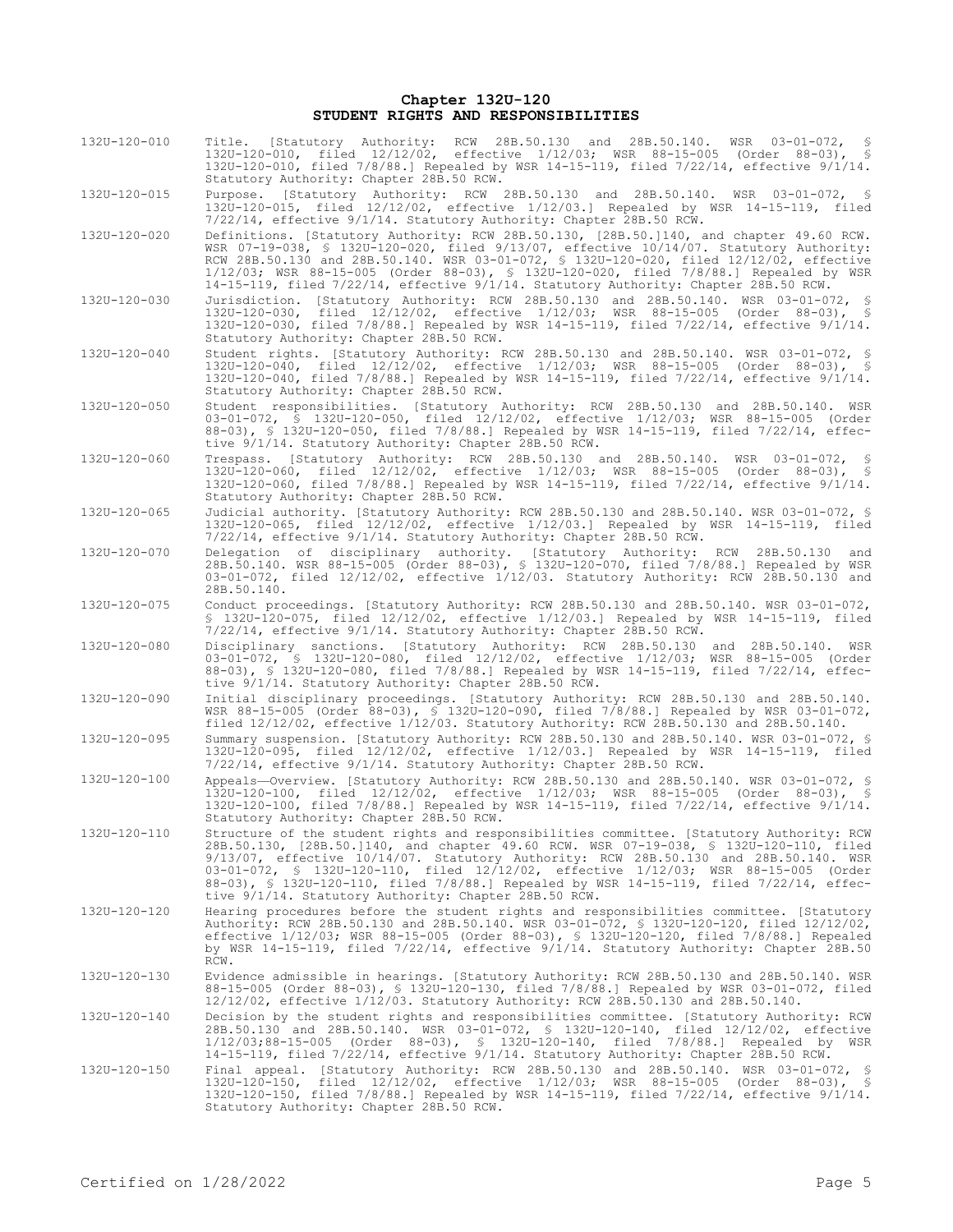# Chapter 132U-120
# STUDENT RIGHTS AND RESPONSIBILITIES

| | |
|---|---|
| 132U-120-010 | Title. [Statutory Authority: RCW 28B.50.130 and 28B.50.140. WSR 03-01-072, § 132U-120-010, filed 12/12/02, effective 1/12/03; WSR 88-15-005 (Order 88-03), § 132U-120-010, filed 7/8/88.] Repealed by WSR 14-15-119, filed 7/22/14, effective 9/1/14. Statutory Authority: Chapter 28B.50 RCW. |
| 132U-120-015 | Purpose. [Statutory Authority: RCW 28B.50.130 and 28B.50.140. WSR 03-01-072, § 132U-120-015, filed 12/12/02, effective 1/12/03.] Repealed by WSR 14-15-119, filed 7/22/14, effective 9/1/14. Statutory Authority: Chapter 28B.50 RCW. |
| 132U-120-020 | Definitions. [Statutory Authority: RCW 28B.50.130, [28B.50.]140, and chapter 49.60 RCW. WSR 07-19-038, § 132U-120-020, filed 9/13/07, effective 10/14/07. Statutory Authority: RCW 28B.50.130 and 28B.50.140. WSR 03-01-072, § 132U-120-020, filed 12/12/02, effective 1/12/03; WSR 88-15-005 (Order 88-03), § 132U-120-020, filed 7/8/88.] Repealed by WSR 14-15-119, filed 7/22/14, effective 9/1/14. Statutory Authority: Chapter 28B.50 RCW. |
| 132U-120-030 | Jurisdiction. [Statutory Authority: RCW 28B.50.130 and 28B.50.140. WSR 03-01-072, § 132U-120-030, filed 12/12/02, effective 1/12/03; WSR 88-15-005 (Order 88-03), § 132U-120-030, filed 7/8/88.] Repealed by WSR 14-15-119, filed 7/22/14, effective 9/1/14. Statutory Authority: Chapter 28B.50 RCW. |
| 132U-120-040 | Student rights. [Statutory Authority: RCW 28B.50.130 and 28B.50.140. WSR 03-01-072, § 132U-120-040, filed 12/12/02, effective 1/12/03; WSR 88-15-005 (Order 88-03), § 132U-120-040, filed 7/8/88.] Repealed by WSR 14-15-119, filed 7/22/14, effective 9/1/14. Statutory Authority: Chapter 28B.50 RCW. |
| 132U-120-050 | Student responsibilities. [Statutory Authority: RCW 28B.50.130 and 28B.50.140. WSR 03-01-072, § 132U-120-050, filed 12/12/02, effective 1/12/03; WSR 88-15-005 (Order 88-03), § 132U-120-050, filed 7/8/88.] Repealed by WSR 14-15-119, filed 7/22/14, effective 9/1/14. Statutory Authority: Chapter 28B.50 RCW. |
| 132U-120-060 | Trespass. [Statutory Authority: RCW 28B.50.130 and 28B.50.140. WSR 03-01-072, § 132U-120-060, filed 12/12/02, effective 1/12/03; WSR 88-15-005 (Order 88-03), § 132U-120-060, filed 7/8/88.] Repealed by WSR 14-15-119, filed 7/22/14, effective 9/1/14. Statutory Authority: Chapter 28B.50 RCW. |
| 132U-120-065 | Judicial authority. [Statutory Authority: RCW 28B.50.130 and 28B.50.140. WSR 03-01-072, § 132U-120-065, filed 12/12/02, effective 1/12/03.] Repealed by WSR 14-15-119, filed 7/22/14, effective 9/1/14. Statutory Authority: Chapter 28B.50 RCW. |
| 132U-120-070 | Delegation of disciplinary authority. [Statutory Authority: RCW 28B.50.130 and 28B.50.140. WSR 88-15-005 (Order 88-03), § 132U-120-070, filed 7/8/88.] Repealed by WSR 03-01-072, filed 12/12/02, effective 1/12/03. Statutory Authority: RCW 28B.50.130 and 28B.50.140. |
| 132U-120-075 | Conduct proceedings. [Statutory Authority: RCW 28B.50.130 and 28B.50.140. WSR 03-01-072, § 132U-120-075, filed 12/12/02, effective 1/12/03.] Repealed by WSR 14-15-119, filed 7/22/14, effective 9/1/14. Statutory Authority: Chapter 28B.50 RCW. |
| 132U-120-080 | Disciplinary sanctions. [Statutory Authority: RCW 28B.50.130 and 28B.50.140. WSR 03-01-072, § 132U-120-080, filed 12/12/02, effective 1/12/03; WSR 88-15-005 (Order 88-03), § 132U-120-080, filed 7/8/88.] Repealed by WSR 14-15-119, filed 7/22/14, effective 9/1/14. Statutory Authority: Chapter 28B.50 RCW. |
| 132U-120-090 | Initial disciplinary proceedings. [Statutory Authority: RCW 28B.50.130 and 28B.50.140. WSR 88-15-005 (Order 88-03), § 132U-120-090, filed 7/8/88.] Repealed by WSR 03-01-072, filed 12/12/02, effective 1/12/03. Statutory Authority: RCW 28B.50.130 and 28B.50.140. |
| 132U-120-095 | Summary suspension. [Statutory Authority: RCW 28B.50.130 and 28B.50.140. WSR 03-01-072, § 132U-120-095, filed 12/12/02, effective 1/12/03.] Repealed by WSR 14-15-119, filed 7/22/14, effective 9/1/14. Statutory Authority: Chapter 28B.50 RCW. |
| 132U-120-100 | Appeals—Overview. [Statutory Authority: RCW 28B.50.130 and 28B.50.140. WSR 03-01-072, § 132U-120-100, filed 12/12/02, effective 1/12/03; WSR 88-15-005 (Order 88-03), § 132U-120-100, filed 7/8/88.] Repealed by WSR 14-15-119, filed 7/22/14, effective 9/1/14. Statutory Authority: Chapter 28B.50 RCW. |
| 132U-120-110 | Structure of the student rights and responsibilities committee. [Statutory Authority: RCW 28B.50.130, [28B.50.]140, and chapter 49.60 RCW. WSR 07-19-038, § 132U-120-110, filed 9/13/07, effective 10/14/07. Statutory Authority: RCW 28B.50.130 and 28B.50.140. WSR 03-01-072, § 132U-120-110, filed 12/12/02, effective 1/12/03; WSR 88-15-005 (Order 88-03), § 132U-120-110, filed 7/8/88.] Repealed by WSR 14-15-119, filed 7/22/14, effective 9/1/14. Statutory Authority: Chapter 28B.50 RCW. |
| 132U-120-120 | Hearing procedures before the student rights and responsibilities committee. [Statutory Authority: RCW 28B.50.130 and 28B.50.140. WSR 03-01-072, § 132U-120-120, filed 12/12/02, effective 1/12/03; WSR 88-15-005 (Order 88-03), § 132U-120-120, filed 7/8/88.] Repealed by WSR 14-15-119, filed 7/22/14, effective 9/1/14. Statutory Authority: Chapter 28B.50 RCW. |
| 132U-120-130 | Evidence admissible in hearings. [Statutory Authority: RCW 28B.50.130 and 28B.50.140. WSR 88-15-005 (Order 88-03), § 132U-120-130, filed 7/8/88.] Repealed by WSR 03-01-072, filed 12/12/02, effective 1/12/03. Statutory Authority: RCW 28B.50.130 and 28B.50.140. |
| 132U-120-140 | Decision by the student rights and responsibilities committee. [Statutory Authority: RCW 28B.50.130 and 28B.50.140. WSR 03-01-072, § 132U-120-140, filed 12/12/02, effective 1/12/03;88-15-005 (Order 88-03), § 132U-120-140, filed 7/8/88.] Repealed by WSR 14-15-119, filed 7/22/14, effective 9/1/14. Statutory Authority: Chapter 28B.50 RCW. |
| 132U-120-150 | Final appeal. [Statutory Authority: RCW 28B.50.130 and 28B.50.140. WSR 03-01-072, § 132U-120-150, filed 12/12/02, effective 1/12/03; WSR 88-15-005 (Order 88-03), § 132U-120-150, filed 7/8/88.] Repealed by WSR 14-15-119, filed 7/22/14, effective 9/1/14. Statutory Authority: Chapter 28B.50 RCW. |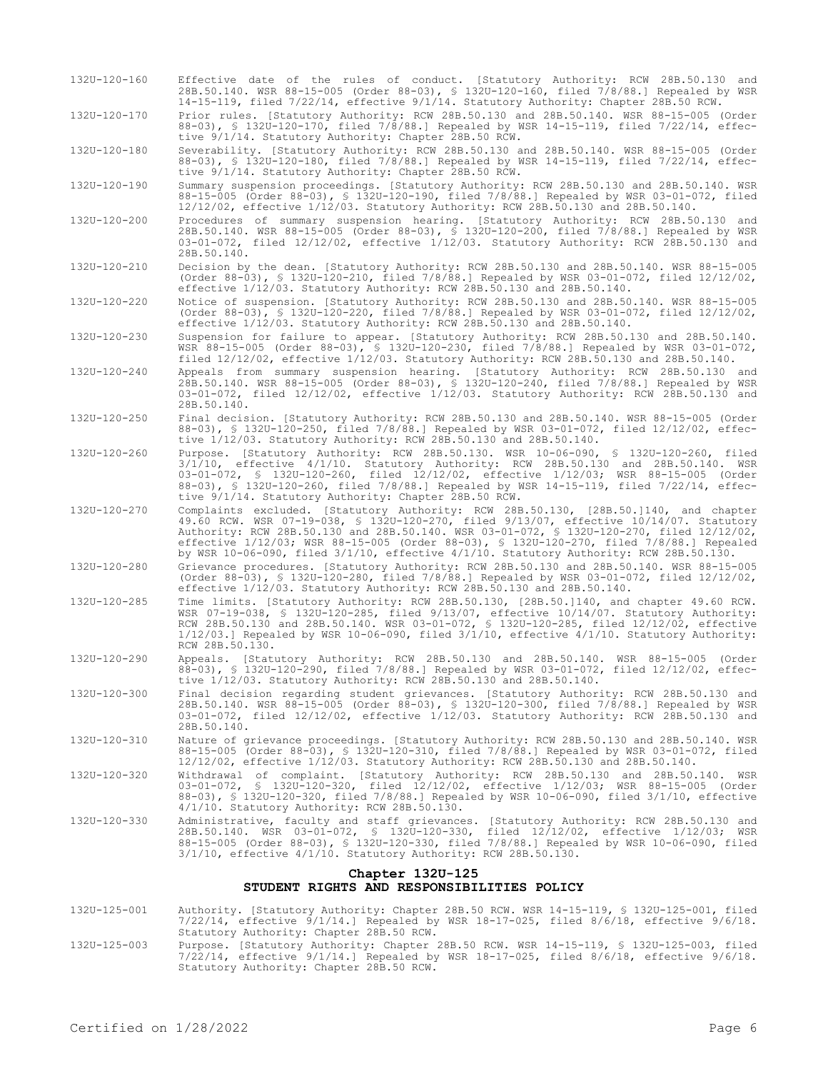132U-120-160 Effective date of the rules of conduct. [Statutory Authority: RCW 28B.50.130 and 28B.50.140. WSR 88-15-005 (Order 88-03), § 132U-120-160, filed 7/8/88.] Repealed by WSR 14-15-119, filed 7/22/14, effective 9/1/14. Statutory Authority: Chapter 28B.50 RCW.

132U-120-170 Prior rules. [Statutory Authority: RCW 28B.50.130 and 28B.50.140. WSR 88-15-005 (Order 88-03), § 132U-120-170, filed 7/8/88.] Repealed by WSR 14-15-119, filed 7/22/14, effective 9/1/14. Statutory Authority: Chapter 28B.50 RCW.

132U-120-180 Severability. [Statutory Authority: RCW 28B.50.130 and 28B.50.140. WSR 88-15-005 (Order 88-03), § 132U-120-180, filed 7/8/88.] Repealed by WSR 14-15-119, filed 7/22/14, effective 9/1/14. Statutory Authority: Chapter 28B.50 RCW.

132U-120-190 Summary suspension proceedings. [Statutory Authority: RCW 28B.50.130 and 28B.50.140. WSR 88-15-005 (Order 88-03), § 132U-120-190, filed 7/8/88.] Repealed by WSR 03-01-072, filed 12/12/02, effective 1/12/03. Statutory Authority: RCW 28B.50.130 and 28B.50.140.

132U-120-200 Procedures of summary suspension hearing. [Statutory Authority: RCW 28B.50.130 and 28B.50.140. WSR 88-15-005 (Order 88-03), § 132U-120-200, filed 7/8/88.] Repealed by WSR 03-01-072, filed 12/12/02, effective 1/12/03. Statutory Authority: RCW 28B.50.130 and 28B.50.140.

132U-120-210 Decision by the dean. [Statutory Authority: RCW 28B.50.130 and 28B.50.140. WSR 88-15-005 (Order 88-03), § 132U-120-210, filed 7/8/88.] Repealed by WSR 03-01-072, filed 12/12/02, effective 1/12/03. Statutory Authority: RCW 28B.50.130 and 28B.50.140.

132U-120-220 Notice of suspension. [Statutory Authority: RCW 28B.50.130 and 28B.50.140. WSR 88-15-005 (Order 88-03), § 132U-120-220, filed 7/8/88.] Repealed by WSR 03-01-072, filed 12/12/02, effective 1/12/03. Statutory Authority: RCW 28B.50.130 and 28B.50.140.

132U-120-230 Suspension for failure to appear. [Statutory Authority: RCW 28B.50.130 and 28B.50.140. WSR 88-15-005 (Order 88-03), § 132U-120-230, filed 7/8/88.] Repealed by WSR 03-01-072, filed 12/12/02, effective 1/12/03. Statutory Authority: RCW 28B.50.130 and 28B.50.140.

132U-120-240 Appeals from summary suspension hearing. [Statutory Authority: RCW 28B.50.130 and 28B.50.140. WSR 88-15-005 (Order 88-03), § 132U-120-240, filed 7/8/88.] Repealed by WSR 03-01-072, filed 12/12/02, effective 1/12/03. Statutory Authority: RCW 28B.50.130 and 28B.50.140.

132U-120-250 Final decision. [Statutory Authority: RCW 28B.50.130 and 28B.50.140. WSR 88-15-005 (Order 88-03), § 132U-120-250, filed 7/8/88.] Repealed by WSR 03-01-072, filed 12/12/02, effective 1/12/03. Statutory Authority: RCW 28B.50.130 and 28B.50.140.

132U-120-260 Purpose. [Statutory Authority: RCW 28B.50.130. WSR 10-06-090, § 132U-120-260, filed 3/1/10, effective 4/1/10. Statutory Authority: RCW 28B.50.130 and 28B.50.140. WSR 03-01-072, § 132U-120-260, filed 12/12/02, effective 1/12/03; WSR 88-15-005 (Order 88-03), § 132U-120-260, filed 7/8/88.] Repealed by WSR 14-15-119, filed 7/22/14, effective 9/1/14. Statutory Authority: Chapter 28B.50 RCW.

132U-120-270 Complaints excluded. [Statutory Authority: RCW 28B.50.130, [28B.50.]140, and chapter 49.60 RCW. WSR 07-19-038, § 132U-120-270, filed 9/13/07, effective 10/14/07. Statutory Authority: RCW 28B.50.130 and 28B.50.140. WSR 03-01-072, § 132U-120-270, filed 12/12/02, effective 1/12/03; WSR 88-15-005 (Order 88-03), § 132U-120-270, filed 7/8/88.] Repealed by WSR 10-06-090, filed 3/1/10, effective 4/1/10. Statutory Authority: RCW 28B.50.130.

132U-120-280 Grievance procedures. [Statutory Authority: RCW 28B.50.130 and 28B.50.140. WSR 88-15-005 (Order 88-03), § 132U-120-280, filed 7/8/88.] Repealed by WSR 03-01-072, filed 12/12/02, effective 1/12/03. Statutory Authority: RCW 28B.50.130 and 28B.50.140.

132U-120-285 Time limits. [Statutory Authority: RCW 28B.50.130, [28B.50.]140, and chapter 49.60 RCW. WSR 07-19-038, § 132U-120-285, filed 9/13/07, effective 10/14/07. Statutory Authority: RCW 28B.50.130 and 28B.50.140. WSR 03-01-072, § 132U-120-285, filed 12/12/02, effective 1/12/03.] Repealed by WSR 10-06-090, filed 3/1/10, effective 4/1/10. Statutory Authority: RCW 28B.50.130.

132U-120-290 Appeals. [Statutory Authority: RCW 28B.50.130 and 28B.50.140. WSR 88-15-005 (Order 88-03), § 132U-120-290, filed 7/8/88.] Repealed by WSR 03-01-072, filed 12/12/02, effective 1/12/03. Statutory Authority: RCW 28B.50.130 and 28B.50.140.

132U-120-300 Final decision regarding student grievances. [Statutory Authority: RCW 28B.50.130 and 28B.50.140. WSR 88-15-005 (Order 88-03), § 132U-120-300, filed 7/8/88.] Repealed by WSR 03-01-072, filed 12/12/02, effective 1/12/03. Statutory Authority: RCW 28B.50.130 and 28B.50.140.

132U-120-310 Nature of grievance proceedings. [Statutory Authority: RCW 28B.50.130 and 28B.50.140. WSR 88-15-005 (Order 88-03), § 132U-120-310, filed 7/8/88.] Repealed by WSR 03-01-072, filed 12/12/02, effective 1/12/03. Statutory Authority: RCW 28B.50.130 and 28B.50.140.

132U-120-320 Withdrawal of complaint. [Statutory Authority: RCW 28B.50.130 and 28B.50.140. WSR 03-01-072, § 132U-120-320, filed 12/12/02, effective 1/12/03; WSR 88-15-005 (Order 88-03), § 132U-120-320, filed 7/8/88.] Repealed by WSR 10-06-090, filed 3/1/10, effective 4/1/10. Statutory Authority: RCW 28B.50.130.

132U-120-330 Administrative, faculty and staff grievances. [Statutory Authority: RCW 28B.50.130 and 28B.50.140. WSR 03-01-072, § 132U-120-330, filed 12/12/02, effective 1/12/03; WSR 88-15-005 (Order 88-03), § 132U-120-330, filed 7/8/88.] Repealed by WSR 10-06-090, filed 3/1/10, effective 4/1/10. Statutory Authority: RCW 28B.50.130.

## Chapter 132U-125
## STUDENT RIGHTS AND RESPONSIBILITIES POLICY

132U-125-001 Authority. [Statutory Authority: Chapter 28B.50 RCW. WSR 14-15-119, § 132U-125-001, filed 7/22/14, effective 9/1/14.] Repealed by WSR 18-17-025, filed 8/6/18, effective 9/6/18. Statutory Authority: Chapter 28B.50 RCW.

132U-125-003 Purpose. [Statutory Authority: Chapter 28B.50 RCW. WSR 14-15-119, § 132U-125-003, filed 7/22/14, effective 9/1/14.] Repealed by WSR 18-17-025, filed 8/6/18, effective 9/6/18. Statutory Authority: Chapter 28B.50 RCW.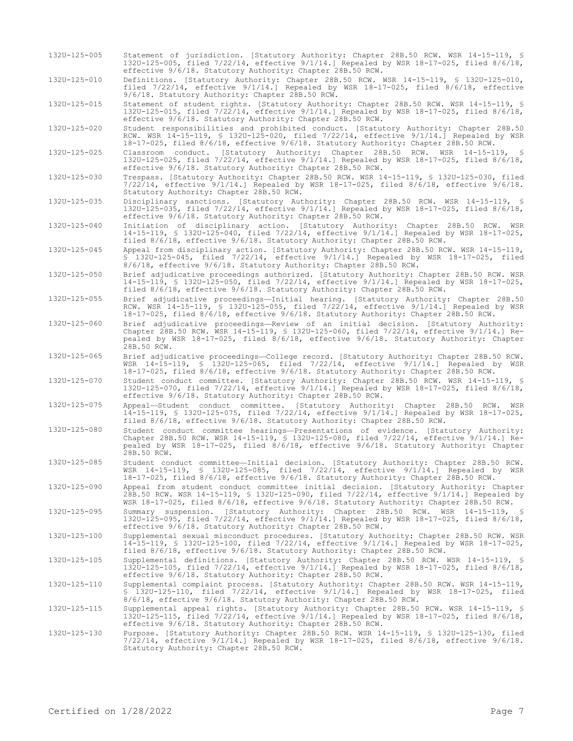132U-125-005 Statement of jurisdiction. [Statutory Authority: Chapter 28B.50 RCW. WSR 14-15-119, § 132U-125-005, filed 7/22/14, effective 9/1/14.] Repealed by WSR 18-17-025, filed 8/6/18, effective 9/6/18. Statutory Authority: Chapter 28B.50 RCW.

132U-125-010 Definitions. [Statutory Authority: Chapter 28B.50 RCW. WSR 14-15-119, § 132U-125-010, filed 7/22/14, effective 9/1/14.] Repealed by WSR 18-17-025, filed 8/6/18, effective 9/6/18. Statutory Authority: Chapter 28B.50 RCW.

132U-125-015 Statement of student rights. [Statutory Authority: Chapter 28B.50 RCW. WSR 14-15-119, § 132U-125-015, filed 7/22/14, effective 9/1/14.] Repealed by WSR 18-17-025, filed 8/6/18, effective 9/6/18. Statutory Authority: Chapter 28B.50 RCW.

132U-125-020 Student responsibilities and prohibited conduct. [Statutory Authority: Chapter 28B.50 RCW. WSR 14-15-119, § 132U-125-020, filed 7/22/14, effective 9/1/14.] Repealed by WSR 18-17-025, filed 8/6/18, effective 9/6/18. Statutory Authority: Chapter 28B.50 RCW.

132U-125-025 Classroom conduct. [Statutory Authority: Chapter 28B.50 RCW. WSR 14-15-119, § 132U-125-025, filed 7/22/14, effective 9/1/14.] Repealed by WSR 18-17-025, filed 8/6/18, effective 9/6/18. Statutory Authority: Chapter 28B.50 RCW.

132U-125-030 Trespass. [Statutory Authority: Chapter 28B.50 RCW. WSR 14-15-119, § 132U-125-030, filed 7/22/14, effective 9/1/14.] Repealed by WSR 18-17-025, filed 8/6/18, effective 9/6/18. Statutory Authority: Chapter 28B.50 RCW.

132U-125-035 Disciplinary sanctions. [Statutory Authority: Chapter 28B.50 RCW. WSR 14-15-119, § 132U-125-035, filed 7/22/14, effective 9/1/14.] Repealed by WSR 18-17-025, filed 8/6/18, effective 9/6/18. Statutory Authority: Chapter 28B.50 RCW.

132U-125-040 Initiation of disciplinary action. [Statutory Authority: Chapter 28B.50 RCW. WSR 14-15-119, § 132U-125-040, filed 7/22/14, effective 9/1/14.] Repealed by WSR 18-17-025, filed 8/6/18, effective 9/6/18. Statutory Authority: Chapter 28B.50 RCW.

132U-125-045 Appeal from disciplinary action. [Statutory Authority: Chapter 28B.50 RCW. WSR 14-15-119, § 132U-125-045, filed 7/22/14, effective 9/1/14.] Repealed by WSR 18-17-025, filed 8/6/18, effective 9/6/18. Statutory Authority: Chapter 28B.50 RCW.

132U-125-050 Brief adjudicative proceedings authorized. [Statutory Authority: Chapter 28B.50 RCW. WSR 14-15-119, § 132U-125-050, filed 7/22/14, effective 9/1/14.] Repealed by WSR 18-17-025, filed 8/6/18, effective 9/6/18. Statutory Authority: Chapter 28B.50 RCW.

132U-125-055 Brief adjudicative proceedings—Initial hearing. [Statutory Authority: Chapter 28B.50 RCW. WSR 14-15-119, § 132U-125-055, filed 7/22/14, effective 9/1/14.] Repealed by WSR 18-17-025, filed 8/6/18, effective 9/6/18. Statutory Authority: Chapter 28B.50 RCW.

132U-125-060 Brief adjudicative proceedings—Review of an initial decision. [Statutory Authority: Chapter 28B.50 RCW. WSR 14-15-119, § 132U-125-060, filed 7/22/14, effective 9/1/14.] Repealed by WSR 18-17-025, filed 8/6/18, effective 9/6/18. Statutory Authority: Chapter 28B.50 RCW.

132U-125-065 Brief adjudicative proceedings—College record. [Statutory Authority: Chapter 28B.50 RCW. WSR 14-15-119, § 132U-125-065, filed 7/22/14, effective 9/1/14.] Repealed by WSR 18-17-025, filed 8/6/18, effective 9/6/18. Statutory Authority: Chapter 28B.50 RCW.

132U-125-070 Student conduct committee. [Statutory Authority: Chapter 28B.50 RCW. WSR 14-15-119, § 132U-125-070, filed 7/22/14, effective 9/1/14.] Repealed by WSR 18-17-025, filed 8/6/18, effective 9/6/18. Statutory Authority: Chapter 28B.50 RCW.

132U-125-075 Appeal—Student conduct committee. [Statutory Authority: Chapter 28B.50 RCW. WSR 14-15-119, § 132U-125-075, filed 7/22/14, effective 9/1/14.] Repealed by WSR 18-17-025, filed 8/6/18, effective 9/6/18. Statutory Authority: Chapter 28B.50 RCW.

132U-125-080 Student conduct committee hearings—Presentations of evidence. [Statutory Authority: Chapter 28B.50 RCW. WSR 14-15-119, § 132U-125-080, filed 7/22/14, effective 9/1/14.] Repealed by WSR 18-17-025, filed 8/6/18, effective 9/6/18. Statutory Authority: Chapter 28B.50 RCW.

132U-125-085 Student conduct committee—Initial decision. [Statutory Authority: Chapter 28B.50 RCW. WSR 14-15-119, § 132U-125-085, filed 7/22/14, effective 9/1/14.] Repealed by WSR 18-17-025, filed 8/6/18, effective 9/6/18. Statutory Authority: Chapter 28B.50 RCW.

132U-125-090 Appeal from student conduct committee initial decision. [Statutory Authority: Chapter 28B.50 RCW. WSR 14-15-119, § 132U-125-090, filed 7/22/14, effective 9/1/14.] Repealed by WSR 18-17-025, filed 8/6/18, effective 9/6/18. Statutory Authority: Chapter 28B.50 RCW.

132U-125-095 Summary suspension. [Statutory Authority: Chapter 28B.50 RCW. WSR 14-15-119, § 132U-125-095, filed 7/22/14, effective 9/1/14.] Repealed by WSR 18-17-025, filed 8/6/18, effective 9/6/18. Statutory Authority: Chapter 28B.50 RCW.

132U-125-100 Supplemental sexual misconduct procedures. [Statutory Authority: Chapter 28B.50 RCW. WSR 14-15-119, § 132U-125-100, filed 7/22/14, effective 9/1/14.] Repealed by WSR 18-17-025, filed 8/6/18, effective 9/6/18. Statutory Authority: Chapter 28B.50 RCW.

132U-125-105 Supplemental definitions. [Statutory Authority: Chapter 28B.50 RCW. WSR 14-15-119, § 132U-125-105, filed 7/22/14, effective 9/1/14.] Repealed by WSR 18-17-025, filed 8/6/18, effective 9/6/18. Statutory Authority: Chapter 28B.50 RCW.

132U-125-110 Supplemental complaint process. [Statutory Authority: Chapter 28B.50 RCW. WSR 14-15-119, § 132U-125-110, filed 7/22/14, effective 9/1/14.] Repealed by WSR 18-17-025, filed 8/6/18, effective 9/6/18. Statutory Authority: Chapter 28B.50 RCW.

132U-125-115 Supplemental appeal rights. [Statutory Authority: Chapter 28B.50 RCW. WSR 14-15-119, § 132U-125-115, filed 7/22/14, effective 9/1/14.] Repealed by WSR 18-17-025, filed 8/6/18, effective 9/6/18. Statutory Authority: Chapter 28B.50 RCW.

132U-125-130 Purpose. [Statutory Authority: Chapter 28B.50 RCW. WSR 14-15-119, § 132U-125-130, filed 7/22/14, effective 9/1/14.] Repealed by WSR 18-17-025, filed 8/6/18, effective 9/6/18. Statutory Authority: Chapter 28B.50 RCW.